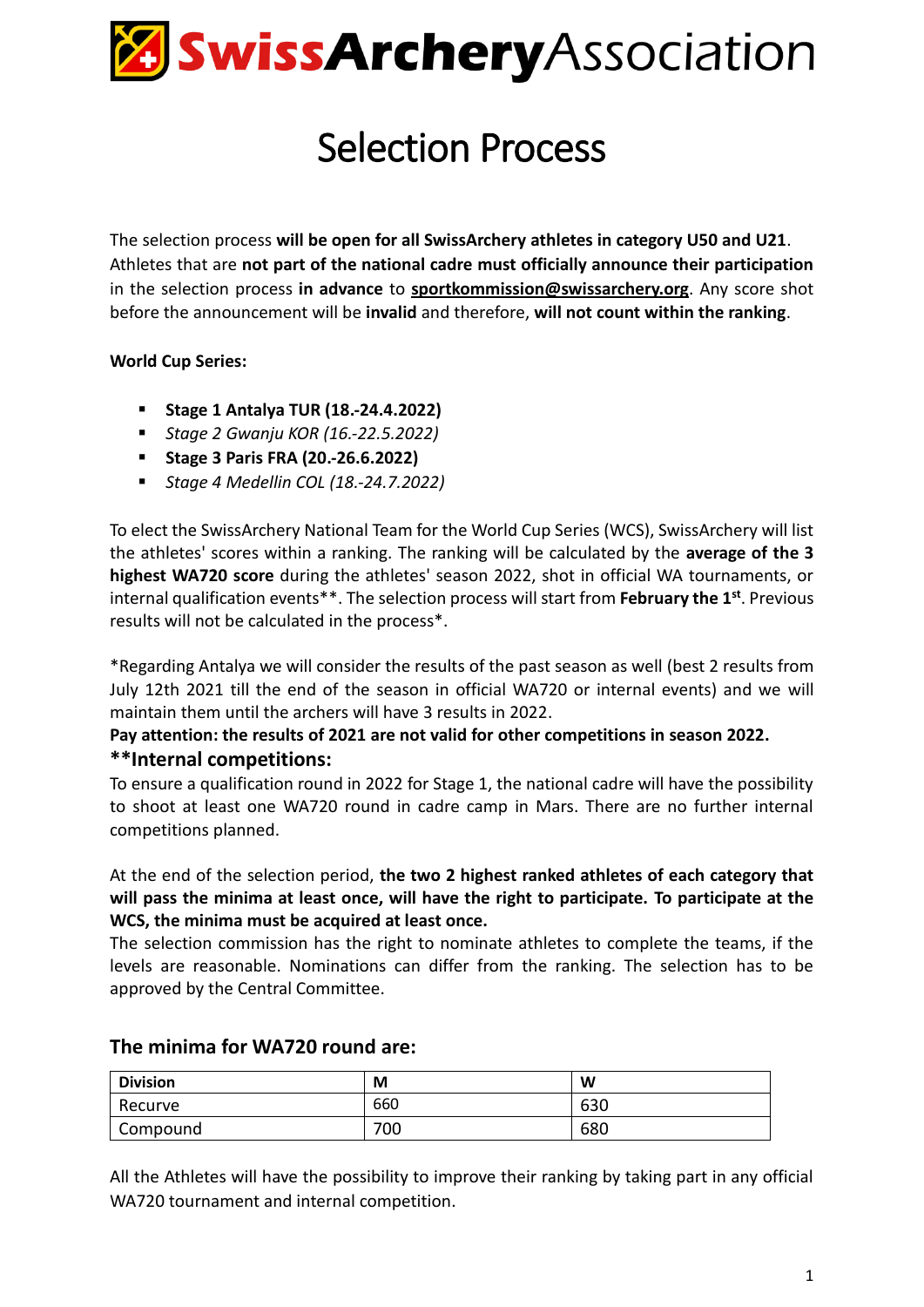# SwissArcheryAssociation

# Selection Process

The selection process **will be open for all SwissArchery athletes in category U50 and U21**. Athletes that are **not part of the national cadre must officially announce their participation** in the selection process **in advance** to **sportkommission@swissarchery.org**. Any score shot before the announcement will be **invalid** and therefore, **will not count within the ranking**.

**World Cup Series:**

- **Stage 1 Antalya TUR (18.-24.4.2022)**
- *Stage 2 Gwanju KOR (16.-22.5.2022)*
- **Stage 3 Paris FRA (20.-26.6.2022)**
- *Stage 4 Medellin COL (18.-24.7.2022)*

To elect the SwissArchery National Team for the World Cup Series (WCS), SwissArchery will list the athletes' scores within a ranking. The ranking will be calculated by the **average of the 3 highest WA720 score** during the athletes' season 2022, shot in official WA tournaments, or internal qualification events**. The selection process will start from **February the 1st**. Previous results will not be calculated in the process*.

*Regarding Antalya we will consider the results of the past season as well (best 2 results from July 12th 2021 till the end of the season in official WA720 or internal events) and we will maintain them until the archers will have 3 results in 2022.

**Pay attention: the results of 2021 are not valid for other competitions in season 2022.**

### **Internal competitions:

To ensure a qualification round in 2022 for Stage 1, the national cadre will have the possibility to shoot at least one WA720 round in cadre camp in Mars. There are no further internal competitions planned.

At the end of the selection period, **the two 2 highest ranked athletes of each category that will pass the minima at least once, will have the right to participate. To participate at the WCS, the minima must be acquired at least once.**

The selection commission has the right to nominate athletes to complete the teams, if the levels are reasonable. Nominations can differ from the ranking. The selection has to be approved by the Central Committee.

### The minima for WA720 round are:

| Division | M | W |
|---|---|---|
| Recurve | 660 | 630 |
| Compound | 700 | 680 |

All the Athletes will have the possibility to improve their ranking by taking part in any official WA720 tournament and internal competition.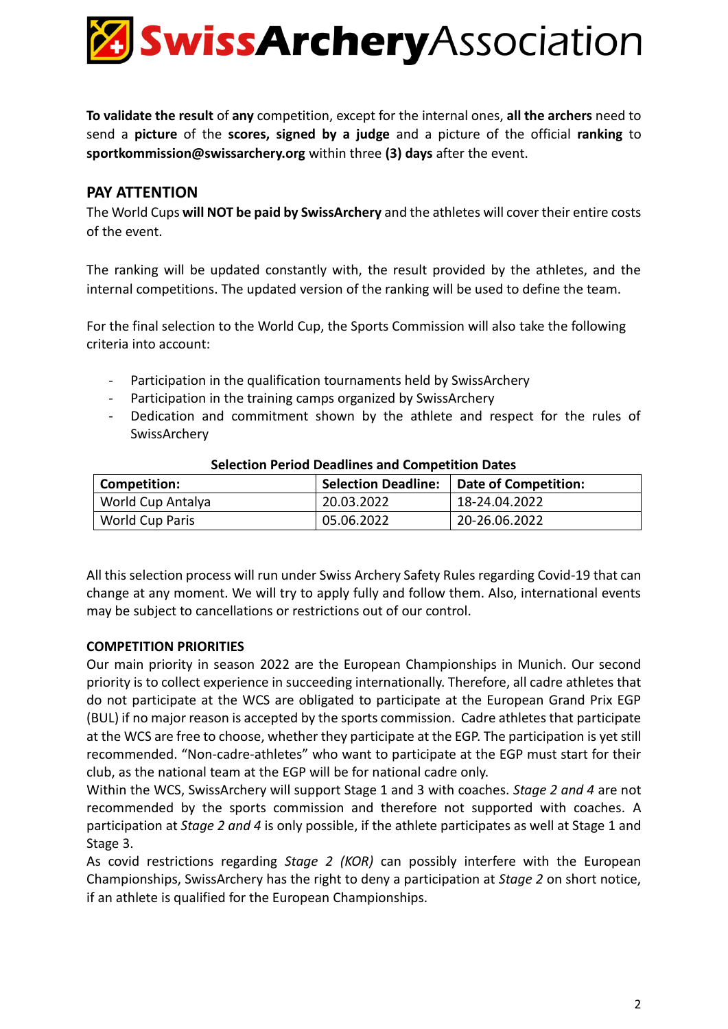**To validate the result** of **any** competition, except for the internal ones, **all the archers** need to send a **picture** of the **scores, signed by a judge** and a picture of the official **ranking** to **sportkommission@swissarchery.org** within three **(3) days** after the event.

## PAY ATTENTION

The World Cups **will NOT be paid by SwissArchery** and the athletes will cover their entire costs of the event.

The ranking will be updated constantly with, the result provided by the athletes, and the internal competitions. The updated version of the ranking will be used to define the team.

For the final selection to the World Cup, the Sports Commission will also take the following criteria into account:

- Participation in the qualification tournaments held by SwissArchery
- Participation in the training camps organized by SwissArchery
- Dedication and commitment shown by the athlete and respect for the rules of SwissArchery

**Selection Period Deadlines and Competition Dates**

| Competition: | Selection Deadline: | Date of Competition: |
|---|---|---|
| World Cup Antalya | 20.03.2022 | 18-24.04.2022 |
| World Cup Paris | 05.06.2022 | 20-26.06.2022 |

All this selection process will run under Swiss Archery Safety Rules regarding Covid-19 that can change at any moment. We will try to apply fully and follow them. Also, international events may be subject to cancellations or restrictions out of our control.

**COMPETITION PRIORITIES**

Our main priority in season 2022 are the European Championships in Munich. Our second priority is to collect experience in succeeding internationally. Therefore, all cadre athletes that do not participate at the WCS are obligated to participate at the European Grand Prix EGP (BUL) if no major reason is accepted by the sports commission. Cadre athletes that participate at the WCS are free to choose, whether they participate at the EGP. The participation is yet still recommended. "Non-cadre-athletes" who want to participate at the EGP must start for their club, as the national team at the EGP will be for national cadre only.
Within the WCS, SwissArchery will support Stage 1 and 3 with coaches. *Stage 2 and 4* are not recommended by the sports commission and therefore not supported with coaches. A participation at *Stage 2 and 4* is only possible, if the athlete participates as well at Stage 1 and Stage 3.
As covid restrictions regarding *Stage 2 (KOR)* can possibly interfere with the European Championships, SwissArchery has the right to deny a participation at *Stage 2* on short notice, if an athlete is qualified for the European Championships.